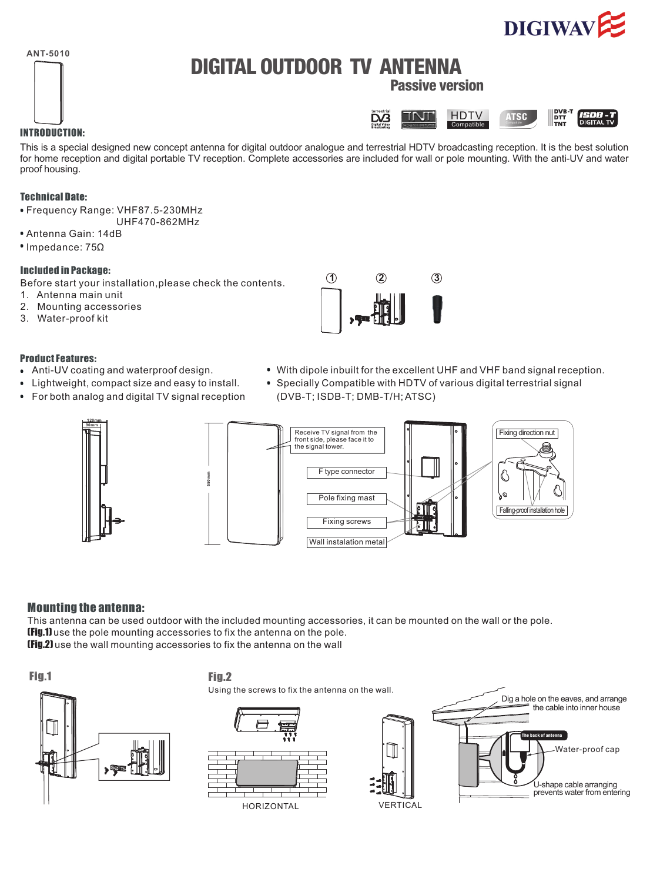DIGIWAV

ANT-5010

# DIGITAL OUTDOOR TV ANTENNA

## Passive version

### INTRODUCTION:

This is a special designed new concept antenna for digital outdoor analogue and terrestrial HDTV broadcasting reception. It is the best solution for home reception and digital portable TV reception. Complete accessories are included for wall or pole mounting. With the anti-UV and water proof housing.

### Technical Date:

- Frequency Range: VHF87.5-230MHz
  UHF470-862MHz
- Antenna Gain: 14dB
- Impedance: 75Ω

### Included in Package:

Before start your installation,please check the contents.

1. Antenna main unit
2. Mounting accessories
3. Water-proof kit

### Product Features:

- Anti-UV coating and waterproof design.
- Lightweight, compact size and easy to install.
- For both analog and digital TV signal reception
- With dipole inbuilt for the excellent UHF and VHF band signal reception.
- Specially Compatible with HDTV of various digital terrestrial signal (DVB-T; ISDB-T; DMB-T/H; ATSC)

### Mounting the antenna:

This antenna can be used outdoor with the included mounting accessories, it can be mounted on the wall or the pole.

**[Fig.1]** use the pole mounting accessories to fix the antenna on the pole.

**[Fig.2]** use the wall mounting accessories to fix the antenna on the wall

**Fig.1**

**Fig.2**

Using the screws to fix the antenna on the wall.

HORIZONTAL

VERTICAL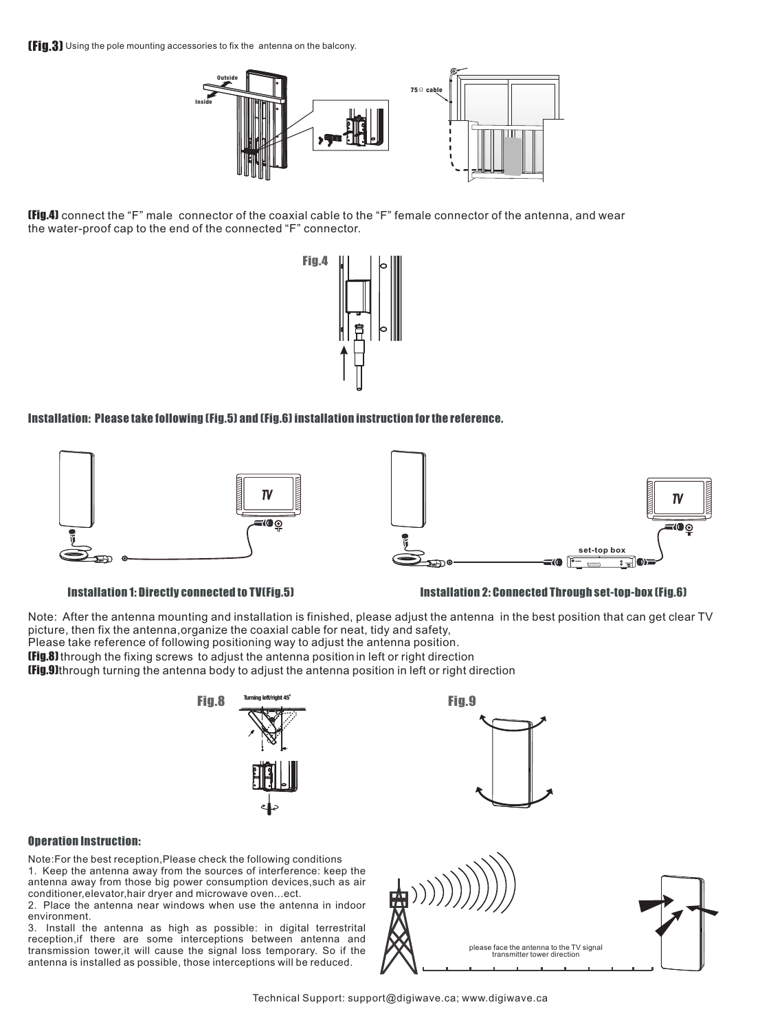**(Fig.3)** Using the pole mounting accessories to fix the antenna on the balcony.

Outside

Inside

75 Ω cable

**(Fig.4)** connect the “F” male connector of the coaxial cable to the “F” female connector of the antenna, and wear the water-proof cap to the end of the connected “F” connector.

Fig.4

## Installation: Please take following (Fig.5) and (Fig.6) installation instruction for the reference.

TV

TV

set-top box

**Installation 1: Directly connected to TV(Fig.5)**

**Installation 2: Connected Through set-top-box (Fig.6)**

Note: After the antenna mounting and installation is finished, please adjust the antenna in the best position that can get clear TV picture, then fix the antenna,organize the coaxial cable for neat, tidy and safety,
Please take reference of following positioning way to adjust the antenna position.

**(Fig.8)** through the fixing screws to adjust the antenna position in left or right direction
**(Fig.9)** through turning the antenna body to adjust the antenna position in left or right direction

Fig.8

Turning left/right 45°

Fig.9

## Operation Instruction:

Note:For the best reception,Please check the following conditions

1. Keep the antenna away from the sources of interference: keep the antenna away from those big power consumption devices,such as air conditioner,elevator,hair dryer and microwave oven...ect.
2. Place the antenna near windows when use the antenna in indoor environment.
3. Install the antenna as high as possible: in digital terrestrital reception,if there are some interceptions between antenna and transmission tower,it will cause the signal loss temporary. So if the antenna is installed as possible, those interceptions will be reduced.

please face the antenna to the TV signal transmitter tower direction

Technical Support: support@digiwave.ca; www.digiwave.ca